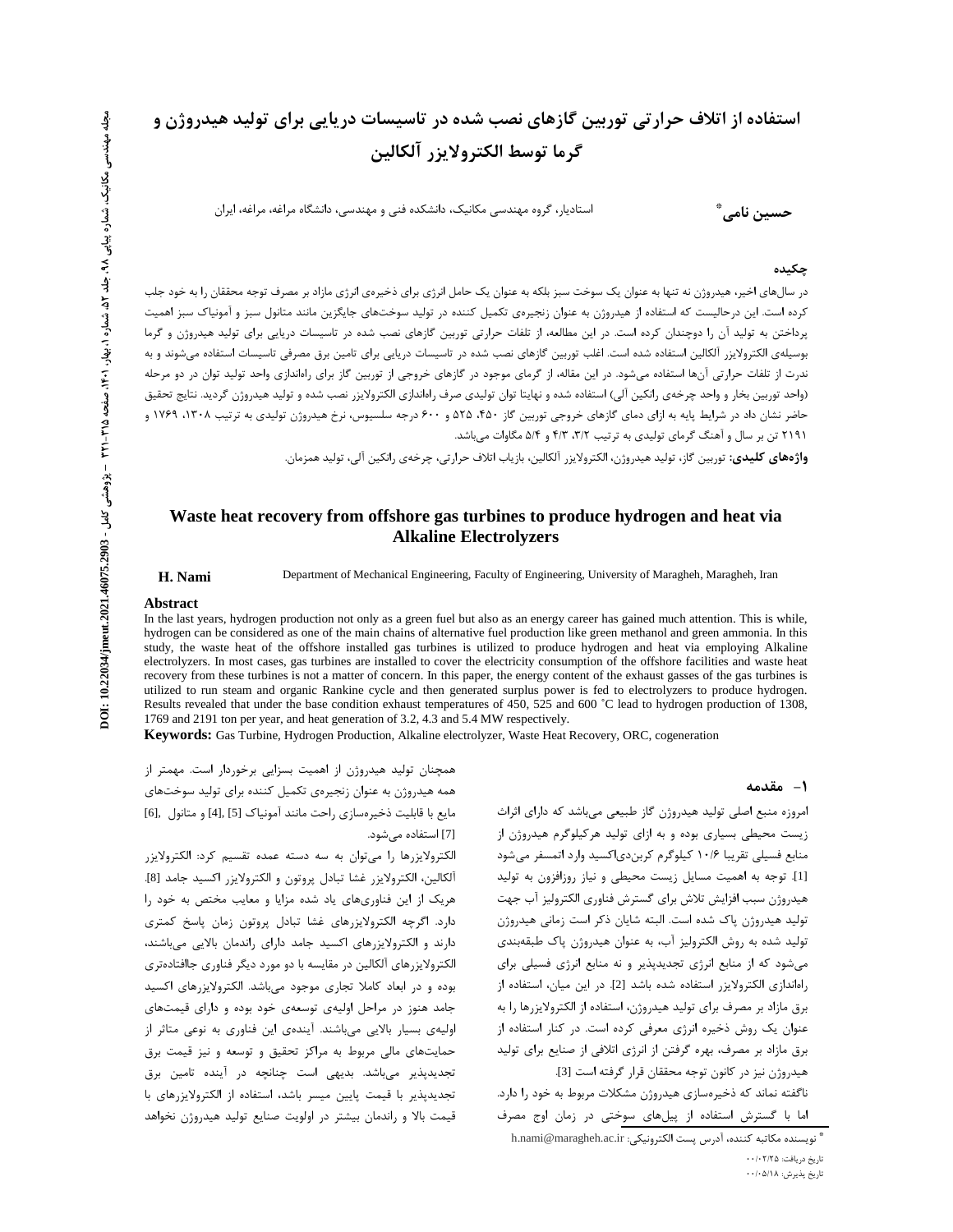# استفاده از اتلاف حرارتی توربین گازهای نصب شده در تاسیسات دریایی برای تولید هیدروژن و گرما توسط الکترولایزر آلکالین

**حسین نامی***

استادیار، گروه مهندسی مکانیک، دانشکده فنی و مهندسی، دانشگاه مراغه، مراغه، ایران

### چکیده

در سال‌های اخیر، هیدروژن نه تنها به عنوان یک سوخت سبز بلکه به عنوان یک حامل انرژی برای ذخیره‌ی انرژی مازاد بر مصرف توجه محققان را به خود جلب کرده است. این درحالیست که استفاده از هیدروژن به عنوان زنجیره‌ی تکمیل کننده در تولید سوخت‌های جایگزین مانند متانول سبز و آمونیاک سبز اهمیت پرداختن به تولید آن را دوچندان کرده است. در این مطالعه، از تلفات حرارتی توربین گازهای نصب شده در تاسیسات دریایی برای تولید هیدروژن و گرما بوسیله‌ی الکترولایزر آلکالین استفاده شده است. اغلب توربین گازهای نصب شده در تاسیسات دریایی برای تامین برق مصرفی تاسیسات استفاده می‌شوند و به ندرت از تلفات حرارتی آن‌ها استفاده می‌شود. در این مقاله، از گرمای موجود در گازهای خروجی از توربین گاز برای راه‌اندازی واحد تولید توان در دو مرحله (واحد توربین بخار و واحد چرخه‌ی رانکین آلی) استفاده شده و نهایتا توان تولیدی صرف راه‌اندازی الکترولایزر نصب شده و تولید هیدروژن گردید. نتایج تحقیق حاضر نشان داد در شرایط پایه به ازای دمای گازهای خروجی توربین گاز ۴۵۰، ۵۲۵ و ۶۰۰ درجه سلسیوس، نرخ هیدروژن تولیدی به ترتیب ۱۳۰۸، ۱۷۶۹ و ۲۱۹۱ تن بر سال و آهنگ گرمای تولیدی به ترتیب ۳/۲، ۴/۳ و ۵/۴ مگاوات می‌باشد.

**واژه‌های کلیدی:** توربین گاز، تولید هیدروژن، الکترولایزر آلکالین، بازیاب اتلاف حرارتی، چرخه‌ی رانکین آلی، تولید همزمان.

# Waste heat recovery from offshore gas turbines to produce hydrogen and heat via Alkaline Electrolyzers

**H. Nami**

Department of Mechanical Engineering, Faculty of Engineering, University of Maragheh, Maragheh, Iran

### Abstract

In the last years, hydrogen production not only as a green fuel but also as an energy career has gained much attention. This is while, hydrogen can be considered as one of the main chains of alternative fuel production like green methanol and green ammonia. In this study, the waste heat of the offshore installed gas turbines is utilized to produce hydrogen and heat via employing Alkaline electrolyzers. In most cases, gas turbines are installed to cover the electricity consumption of the offshore facilities and waste heat recovery from these turbines is not a matter of concern. In this paper, the energy content of the exhaust gasses of the gas turbines is utilized to run steam and organic Rankine cycle and then generated surplus power is fed to electrolyzers to produce hydrogen. Results revealed that under the base condition exhaust temperatures of 450, 525 and 600 °C lead to hydrogen production of 1308, 1769 and 2191 ton per year, and heat generation of 3.2, 4.3 and 5.4 MW respectively.

**Keywords:** Gas Turbine, Hydrogen Production, Alkaline electrolyzer, Waste Heat Recovery, ORC, cogeneration

## ۱- مقدمه

امروزه منبع اصلی تولید هیدروژن گاز طبیعی می‌باشد که دارای اثرات زیست محیطی بسیاری بوده و به ازای تولید هرکیلوگرم هیدروژن از منابع فسیلی تقریبا ۱۰/۶ کیلوگرم کربن‌دی‌اکسید وارد اتمسفر می‌شود [1]. توجه به اهمیت مسایل زیست محیطی و نیاز روزافزون به تولید هیدروژن سبب افزایش تلاش برای گسترش فناوری الکترولیز آب جهت تولید هیدروژن پاک شده است. البته شایان ذکر است زمانی هیدروژن تولید شده به روش الکترولیز آب، به عنوان هیدروژن پاک طبقه‌بندی می‌شود که از منابع انرژی تجدیدپذیر و نه منابع انرژی فسیلی برای راه‌اندازی الکترولایزر استفاده شده باشد [2]. در این میان، استفاده از برق مازاد بر مصرف برای تولید هیدروژن، استفاده از الکترولایزرها را به عنوان یک روش ذخیره انرژی معرفی کرده است. در کنار استفاده از برق مازاد بر مصرف، بهره گرفتن از انرژی اتلافی از صنایع برای تولید هیدروژن نیز در کانون توجه محققان قرار گرفته است [3].

ناگفته نماند که ذخیره‌سازی هیدروژن مشکلات مربوط به خود را دارد. اما با گسترش استفاده از پیل‌های سوختی در زمان اوج مصرف همچنان تولید هیدروژن از اهمیت بسزایی برخوردار است. مهمتر از همه هیدروژن به عنوان زنجیره‌ی تکمیل کننده برای تولید سوخت‌های مایع با قابلیت ذخیره‌سازی راحت مانند آمونیاک [4] ,[5] و متانول [6], [7] استفاده می‌شود.

الکترولایزرها را می‌توان به سه دسته عمده تقسیم کرد: الکترولایزر آلکالین، الکترولایزر غشا تبادل پروتون و الکترولایزر اکسید جامد [8]. هریک از این فناوری‌های یاد شده مزایا و معایب مختص به خود را دارد. اگرچه الکترولایزرهای غشا تبادل پروتون زمان پاسخ کمتری دارند و الکترولایزرهای اکسید جامد دارای راندمان بالایی می‌باشند، الکترولایزرهای آلکالین در مقایسه با دو مورد دیگر فناوری جاافتاده‌تری بوده و در ابعاد کاملا تجاری موجود می‌باشد. الکترولایزرهای اکسید جامد هنوز در مراحل اولیه‌ی توسعه‌ی خود بوده و دارای قیمت‌های اولیه‌ی بسیار بالایی می‌باشند. آینده‌ی این فناوری به نوعی متاثر از حمایت‌های مالی مربوط به مراکز تحقیق و توسعه و نیز قیمت برق تجدیدپذیر می‌باشد. بدیهی است چنانچه در آینده تامین برق تجدیدپذیر با قیمت پایین میسر باشد، استفاده از الکترولایزرهای با قیمت بالا و راندمان بیشتر در اولویت صنایع تولید هیدروژن نخواهد

---

* نویسنده مکاتبه کننده، آدرس پست الکترونیکی: h.nami@maragheh.ac.ir

تاریخ دریافت: ۰۰/۰۲/۲۵

تاریخ پذیرش: ۰۰/۰۵/۱۸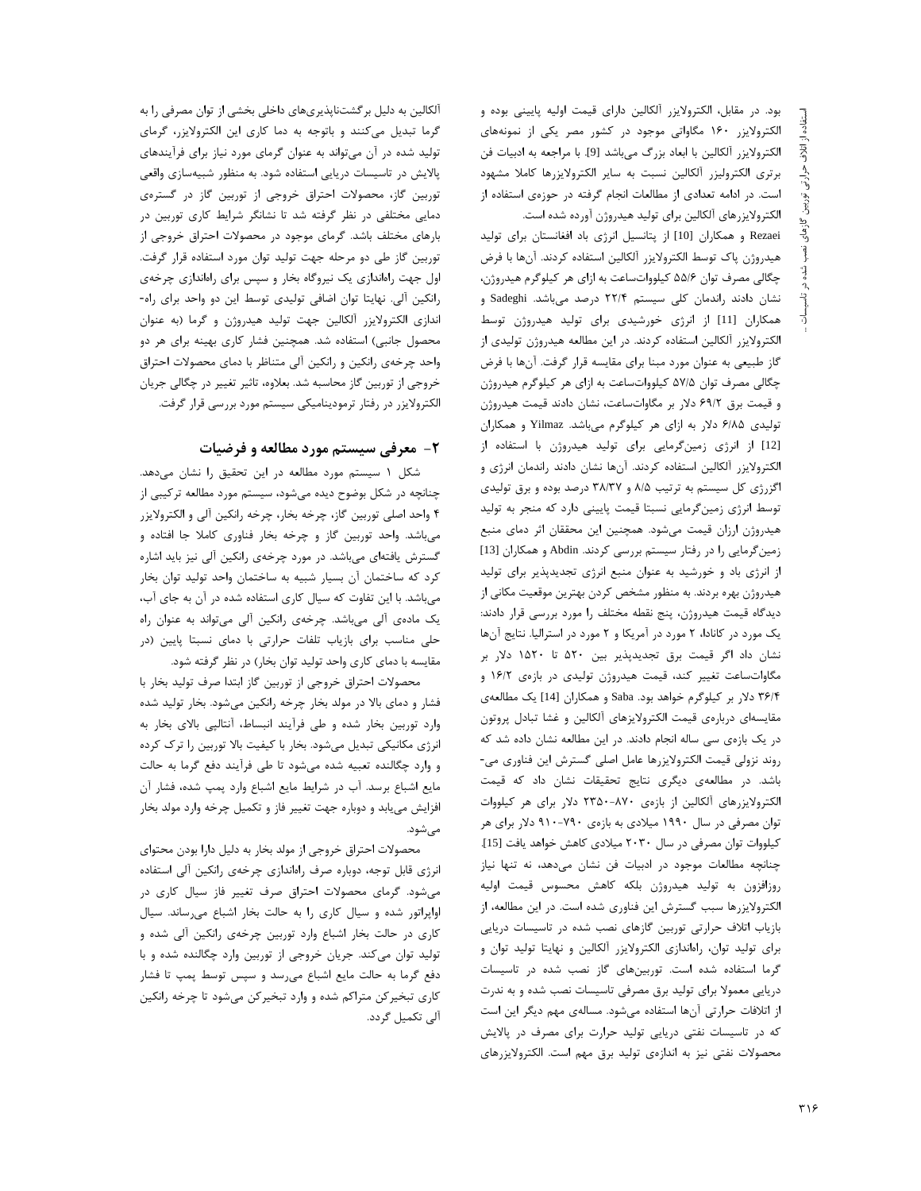بود. در مقابل، الکترولایزر آلکالین دارای قیمت اولیه پایینی بوده و الکترولایزر ۱۶۰ مگاواتی موجود در کشور مصر یکی از نمونه‌های الکترولایزر آلکالین با ابعاد بزرگ می‌باشد [9]. با مراجعه به ادبیات فن برتری الکترولیزر آلکالین نسبت به سایر الکترولایزرها کاملا مشهود است. در ادامه تعدادی از مطالعات انجام گرفته در حوزه‌ی استفاده از الکترولایزرهای آلکالین برای تولید هیدروژن آورده شده است.

Rezaei و همکاران [10] از پتانسیل انرژی باد افغانستان برای تولید هیدروژن پاک توسط الکترولایزر آلکالین استفاده کردند. آن‌ها با فرض چگالی مصرف توان ۵۵/۶ کیلووات‌ساعت به ازای هر کیلوگرم هیدروژن، نشان دادند راندمان کلی سیستم ۲۲/۴ درصد می‌باشد. Sadeghi و همکاران [11] از انرژی خورشیدی برای تولید هیدروژن توسط الکترولایزر آلکالین استفاده کردند. در این مطالعه هیدروژن تولیدی از گاز طبیعی به عنوان مورد مبنا برای مقایسه قرار گرفت. آن‌ها با فرض چگالی مصرف توان ۵۷/۵ کیلووات‌ساعت به ازای هر کیلوگرم هیدروژن و قیمت برق ۶۹/۲ دلار بر مگاوات‌ساعت، نشان دادند قیمت هیدروژن تولیدی ۶/۸۵ دلار به ازای هر کیلوگرم می‌باشد. Yilmaz و همکاران [12] از انرژی زمین‌گرمایی برای تولید هیدروژن با استفاده از الکترولایزر آلکالین استفاده کردند. آن‌ها نشان دادند راندمان انرژی و اگزرژی کل سیستم به ترتیب ۸/۵ و ۳۸/۳۷ درصد بوده و برق تولیدی توسط انرژی زمین‌گرمایی نسبتا قیمت پایینی دارد که منجر به تولید هیدروژن ارزان قیمت می‌شود. همچنین این محققان اثر دمای منبع زمین‌گرمایی را در رفتار سیستم بررسی کردند. Abdin و همکاران [13] از انرژی باد و خورشید به عنوان منبع انرژی تجدیدپذیر برای تولید هیدروژن بهره بردند. به منظور مشخص کردن بهترین موقعیت مکانی از دیدگاه قیمت هیدروژن، پنج نقطه مختلف را مورد بررسی قرار دادند: یک مورد در کانادا، ۲ مورد در آمریکا و ۲ مورد در استرالیا. نتایج آن‌ها نشان داد اگر قیمت برق تجدیدپذیر بین ۵۲۰ تا ۱۵۲۰ دلار بر مگاوات‌ساعت تغییر کند، قیمت هیدروژن تولیدی در بازه‌ی ۱۶/۲ و ۳۶/۴ دلار بر کیلوگرم خواهد بود. Saba و همکاران [14] یک مطالعه‌ی مقایسه‌ای درباره‌ی قیمت الکترولایزهای آلکالین و غشا تبادل پروتون در یک بازه‌ی سی ساله انجام دادند. در این مطالعه نشان داده شد که روند نزولی قیمت الکترولایزرها عامل اصلی گسترش این فناوری می‌باشد. در مطالعه‌ی دیگری نتایج تحقیقات نشان داد که قیمت الکترولایزرهای آلکالین از بازه‌ی ۸۷۰-۲۳۵۰ دلار برای هر کیلووات توان مصرفی در سال ۱۹۹۰ میلادی به بازه‌ی ۷۹۰-۹۱۰ دلار برای هر کیلووات توان مصرفی در سال ۲۰۳۰ میلادی کاهش خواهد یافت [15]. چنانچه مطالعات موجود در ادبیات فن نشان می‌دهد، نه تنها نیاز روزافزون به تولید هیدروژن بلکه کاهش محسوس قیمت اولیه الکترولایزرها سبب گسترش این فناوری شده است. در این مطالعه، از بازیاب اتلاف حرارتی توربین گازهای نصب شده در تاسیسات دریایی برای تولید توان، راه‌اندازی الکترولایزر آلکالین و نهایتا تولید توان و گرما استفاده شده است. توربین‌های گاز نصب شده در تاسیسات دریایی معمولا برای تولید برق مصرفی تاسیسات نصب شده و به ندرت از اتلافات حرارتی آن‌ها استفاده می‌شود. مساله‌ی مهم دیگر این است که در تاسیسات نفتی دریایی تولید حرارت برای مصرف در پالایش محصولات نفتی نیز به اندازه‌ی تولید برق مهم است. الکترولایزرهای آلکالین به دلیل برگشت‌ناپذیری‌های داخلی بخشی از توان مصرفی را به گرما تبدیل می‌کنند و باتوجه به دما کاری این الکترولایزر، گرمای تولید شده در آن می‌تواند به عنوان گرمای مورد نیاز برای فرآیندهای پالایش در تاسیسات دریایی استفاده شود. به منظور شبیه‌سازی واقعی توربین گاز، محصولات احتراق خروجی از توربین گاز در گستره‌ی دمایی مختلفی در نظر گرفته شد تا نشانگر شرایط کاری توربین در بارهای مختلف باشد. گرمای موجود در محصولات احتراق خروجی از توربین گاز طی دو مرحله جهت تولید توان مورد استفاده قرار گرفت. اول جهت راه‌اندازی یک نیروگاه بخار و سپس برای راه‌اندازی چرخه‌ی رانکین آلی. نهایتا توان اضافی تولیدی توسط این دو واحد برای راه-اندازی الکترولایزر آلکالین جهت تولید هیدروژن و گرما (به عنوان محصول جانبی) استفاده شد. همچنین فشار کاری بهینه برای هر دو واحد چرخه‌ی رانکین و رانکین آلی متناظر با دمای محصولات احتراق خروجی از توربین گاز محاسبه شد. بعلاوه، تاثیر تغییر در چگالی جریان الکترولایزر در رفتار ترمودینامیکی سیستم مورد بررسی قرار گرفت.

## ۲- معرفی سیستم مورد مطالعه و فرضیات

شکل ۱ سیستم مورد مطالعه در این تحقیق را نشان می‌دهد. چنانچه در شکل بوضوح دیده می‌شود، سیستم مورد مطالعه ترکیبی از ۴ واحد اصلی توربین گاز، چرخه بخار، چرخه رانکین آلی و الکترولایزر می‌باشد. واحد توربین گاز و چرخه بخار فناوری کاملا جا افتاده و گسترش یافته‌ای می‌باشد. در مورد چرخه‌ی رانکین آلی نیز باید اشاره کرد که ساختمان آن بسیار شبیه به ساختمان واحد تولید توان بخار می‌باشد. با این تفاوت که سیال کاری استفاده شده در آن به جای آب، یک ماده‌ی آلی می‌باشد. چرخه‌ی رانکین آلی می‌تواند به عنوان راه حلی مناسب برای بازیاب تلفات حرارتی با دمای نسبتا پایین (در مقایسه با دمای کاری واحد تولید توان بخار) در نظر گرفته شود.

محصولات احتراق خروجی از توربین گاز ابتدا صرف تولید بخار با فشار و دمای بالا در مولد بخار چرخه رانکین می‌شود. بخار تولید شده وارد توربین بخار شده و طی فرآیند انبساط، آنتالپی بالای بخار به انرژی مکانیکی تبدیل می‌شود. بخار با کیفیت بالا توربین را ترک کرده و وارد چگالنده تعبیه شده می‌شود تا طی فرآیند دفع گرما به حالت مایع اشباع برسد. آب در شرایط مایع اشباع وارد پمپ شده، فشار آن افزایش می‌یابد و دوباره جهت تغییر فاز و تکمیل چرخه وارد مولد بخار می‌شود.

محصولات احتراق خروجی از مولد بخار به دلیل دارا بودن محتوای انرژی قابل توجه، دوباره صرف راه‌اندازی چرخه‌ی رانکین آلی استفاده می‌شود. گرمای محصولات احتراق صرف تغییر فاز سیال کاری در اواپراتور شده و سیال کاری را به حالت بخار اشباع می‌رساند. سیال کاری در حالت بخار اشباع وارد توربین چرخه‌ی رانکین آلی شده و تولید توان می‌کند. جریان خروجی از توربین وارد چگالنده شده و با دفع گرما به حالت مایع اشباع می‌رسد و سپس توسط پمپ تا فشار کاری تبخیرکن متراکم شده و وارد تبخیرکن می‌شود تا چرخه رانکین آلی تکمیل گردد.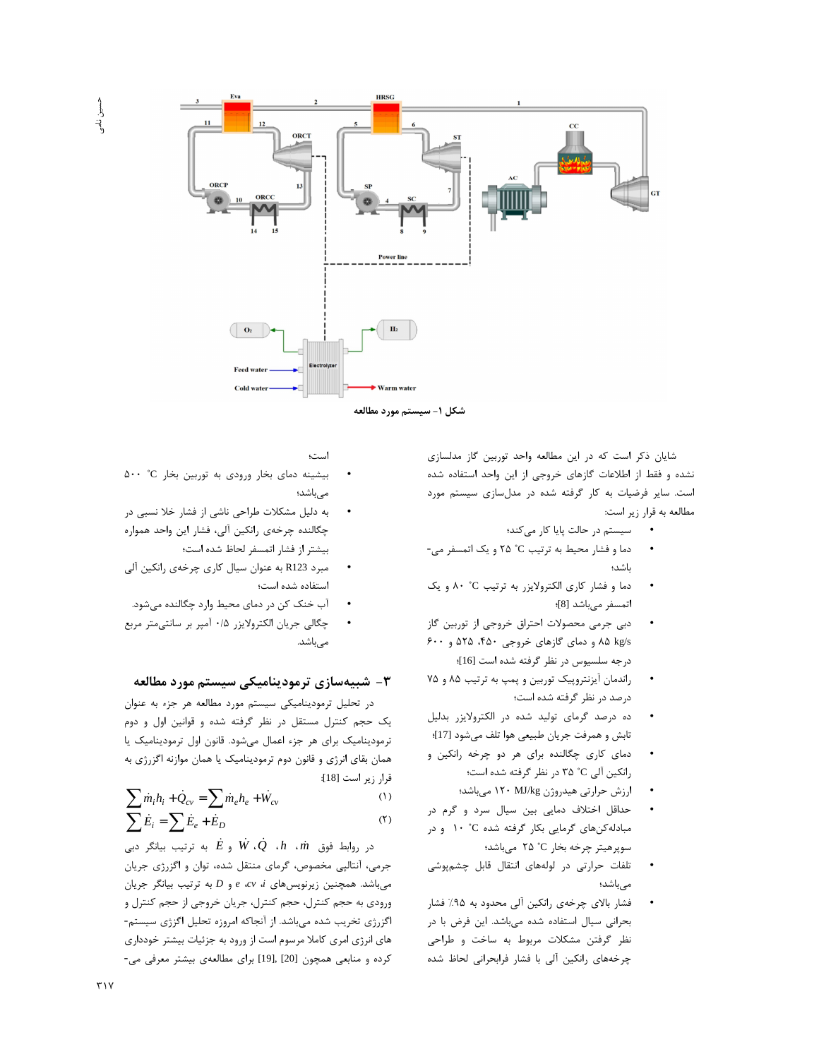شکل ۱- سیستم مورد مطالعه

شایان ذکر است که در این مطالعه واحد توربین گاز مدلسازی نشده و فقط از اطلاعات گازهای خروجی از این واحد استفاده شده است. سایر فرضیات به کار گرفته شده در مدل‌سازی سیستم مورد مطالعه به قرار زیر است:

- سیستم در حالت پایا کار می‌کند؛
- دما و فشار محیط به ترتیب ۲۵ $^{\circ}C$ و یک اتمسفر می‌باشد؛
- دما و فشار کاری الکترولایزر به ترتیب ۸۰ $^{\circ}C$ و یک اتمسفر می‌باشد [8]؛
- دبی جرمی محصولات احتراق خروجی از توربین گاز ۸۵ kg/s و دمای گازهای خروجی ۴۵۰، ۵۲۵ و ۶۰۰ درجه سلسیوس در نظر گرفته شده است [16]؛
- راندمان آیزنتروپیک توربین و پمپ به ترتیب ۸۵ و ۷۵ درصد در نظر گرفته شده است؛
- ده درصد گرمای تولید شده در الکترولایزر بدلیل تابش و همرفت جریان طبیعی هوا تلف می‌شود [17]؛
- دمای کاری چگالنده برای هر دو چرخه رانکین و رانکین آلی ۳۵ $^{\circ}C$ در نظر گرفته شده است؛
- ارزش حرارتی هیدروژن ۱۲۰ MJ/kg می‌باشد؛
- حداقل اختلاف دمایی بین سیال سرد و گرم در مبادله‌کن‌های گرمایی بکار گرفته شده ۱۰ $^{\circ}C$ و در سوپرهیتر چرخه بخار ۲۵ $^{\circ}C$ می‌باشد؛
- تلفات حرارتی در لوله‌های انتقال قابل چشم‌پوشی می‌باشد؛
- فشار بالای چرخه‌ی رانکین آلی محدود به ٪۹۵ فشار بحرانی سیال استفاده شده می‌باشد. این فرض با در نظر گرفتن مشکلات مربوط به ساخت و طراحی چرخه‌های رانکین آلی با فشار فرابحرانی لحاظ شده است؛
- بیشینه دمای بخار ورودی به توربین بخار ۵۰۰ $^{\circ}C$ می‌باشد؛
- به دلیل مشکلات طراحی ناشی از فشار خلا نسبی در چگالنده چرخه‌ی رانکین آلی، فشار این واحد همواره بیشتر از فشار اتمسفر لحاظ شده است؛
- مبرد R123 به عنوان سیال کاری چرخه‌ی رانکین آلی استفاده شده است؛
- آب خنک کن در دمای محیط وارد چگالنده می‌شود.
- چگالی جریان الکترولایزر ۰/۵ آمپر بر سانتی‌متر مربع می‌باشد.

## ۳- شبیه‌سازی ترمودینامیکی سیستم مورد مطالعه

در تحلیل ترمودینامیکی سیستم مورد مطالعه هر جزء به عنوان یک حجم کنترل مستقل در نظر گرفته شده و قوانین اول و دوم ترمودینامیک برای هر جزء اعمال می‌شود. قانون اول ترمودینامیک یا همان بقای انرژی و قانون دوم ترمودینامیک یا همان موازنه اگزرژی به قرار زیر است [18]:

$$\sum \dot{m}_i h_i + \dot{Q}_{cv} = \sum \dot{m}_e h_e + \dot{W}_{cv} \quad (1)$$

$$\sum \dot{E}_i = \sum \dot{E}_e + \dot{E}_D \quad (2)$$

در روابط فوق $\dot{m}$، $h$، $\dot{Q}$، $\dot{W}$ و $\dot{E}$ به ترتیب بیانگر دبی جرمی، آنتالپی مخصوص، گرمای منتقل شده، توان و اگزرژی جریان می‌باشد. همچنین زیرنویس‌های $i$، $cv$، $e$ و $D$ به ترتیب بیانگر جریان ورودی به حجم کنترل، حجم کنترل، جریان خروجی از حجم کنترل و اگزرژی تخریب شده می‌باشد. از آنجاکه امروزه تحلیل اگزرژی سیستم‌های انرژی امری کاملا مرسوم است از ورود به جزئیات بیشتر خودداری کرده و منابعی همچون [19]، [20] برای مطالعه‌ی بیشتر معرفی می-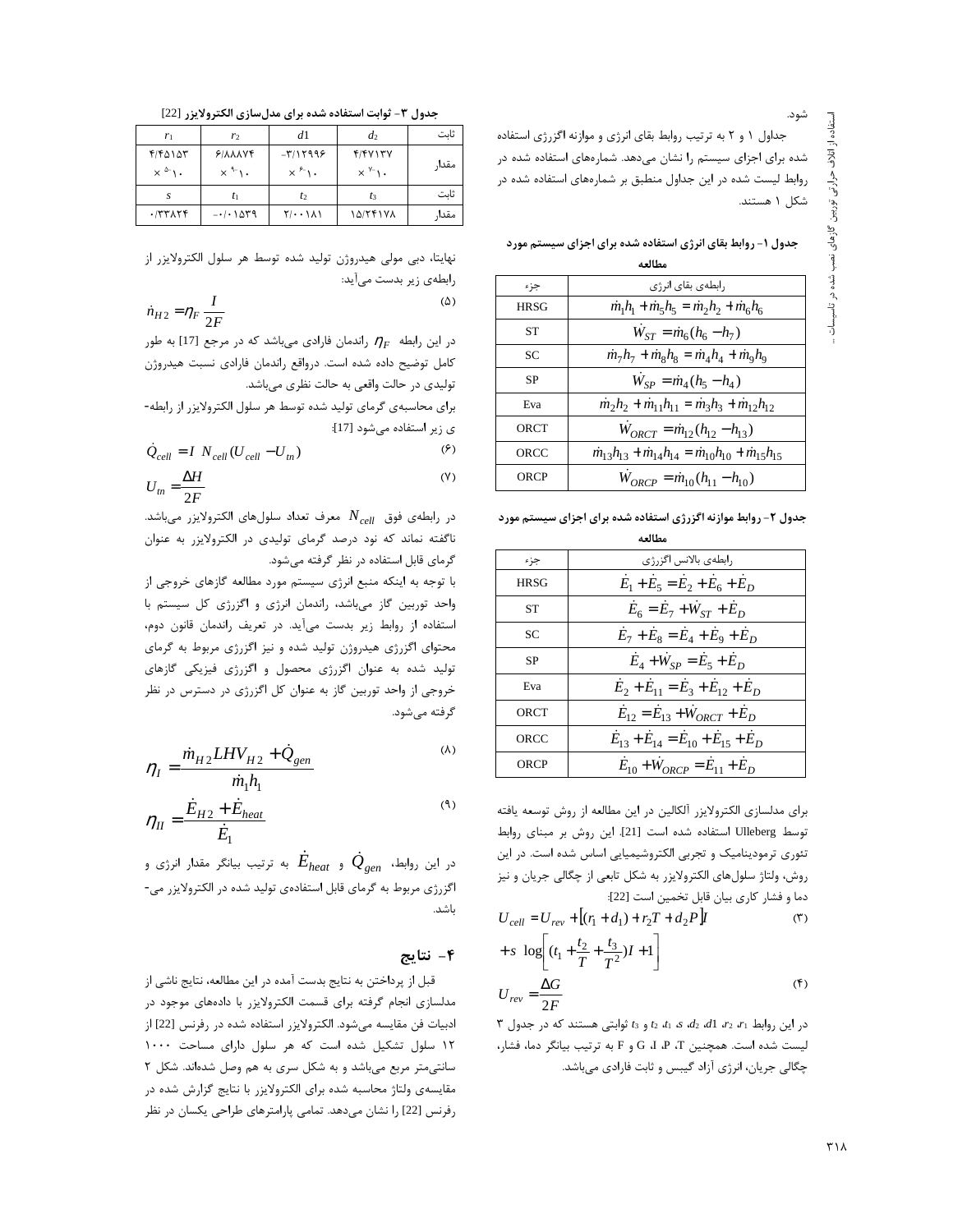شود.

جداول ۱ و ۲ به ترتیب روابط بقای انرژی و موازنه اگزرژی استفاده شده برای اجزای سیستم را نشان می‌دهد. شماره‌های استفاده شده در روابط لیست شده در این جداول منطبق بر شماره‌های استفاده شده در شکل ۱ هستند.

**جدول ۱- روابط بقای انرژی استفاده شده برای اجزای سیستم مورد مطالعه**

| جزء | رابطه‌ی بقای انرژی |
| --- | --- |
| HRSG | $\dot{m}_1 h_1 + \dot{m}_5 h_5 = \dot{m}_2 h_2 + \dot{m}_6 h_6$ |
| ST | $\dot{W}_{ST} = \dot{m}_6 (h_6 - h_7)$ |
| SC | $\dot{m}_7 h_7 + \dot{m}_8 h_8 = \dot{m}_4 h_4 + \dot{m}_9 h_9$ |
| SP | $\dot{W}_{SP} = \dot{m}_4 (h_5 - h_4)$ |
| Eva | $\dot{m}_2 h_2 + \dot{m}_{11} h_{11} = \dot{m}_3 h_3 + \dot{m}_{12} h_{12}$ |
| ORCT | $\dot{W}_{ORCT} = \dot{m}_{12} (h_{12} - h_{13})$ |
| ORCC | $\dot{m}_{13} h_{13} + \dot{m}_{14} h_{14} = \dot{m}_{10} h_{10} + \dot{m}_{15} h_{15}$ |
| ORCP | $\dot{W}_{ORCP} = \dot{m}_{10} (h_{11} - h_{10})$ |

**جدول ۲- روابط موازنه اگزرژی استفاده شده برای اجزای سیستم مورد مطالعه**

| جزء | رابطه‌ی بالانس اگزرژی |
| --- | --- |
| HRSG | $\dot{E}_1 + \dot{E}_5 = \dot{E}_2 + \dot{E}_6 + \dot{E}_D$ |
| ST | $\dot{E}_6 = \dot{E}_7 + \dot{W}_{ST} + \dot{E}_D$ |
| SC | $\dot{E}_7 + \dot{E}_8 = \dot{E}_4 + \dot{E}_9 + \dot{E}_D$ |
| SP | $\dot{E}_4 + \dot{W}_{SP} = \dot{E}_5 + \dot{E}_D$ |
| Eva | $\dot{E}_2 + \dot{E}_{11} = \dot{E}_3 + \dot{E}_{12} + \dot{E}_D$ |
| ORCT | $\dot{E}_{12} = \dot{E}_{13} + \dot{W}_{ORCT} + \dot{E}_D$ |
| ORCC | $\dot{E}_{13} + \dot{E}_{14} = \dot{E}_{10} + \dot{E}_{15} + \dot{E}_D$ |
| ORCP | $\dot{E}_{10} + \dot{W}_{ORCP} = \dot{E}_{11} + \dot{E}_D$ |

برای مدلسازی الکترولایزر آلکالین در این مطالعه از روش توسعه یافته توسط Ulleberg استفاده شده است [21]. این روش بر مبنای روابط تئوری ترمودینامیک و تجربی الکتروشیمیایی اساس شده است. در این روش، ولتاژ سلول‌های الکترولایزر به شکل تابعی از چگالی جریان و نیز دما و فشار کاری بیان قابل تخمین است [22]:

$$U_{cell} = U_{rev} + \left[(r_1 + d_1) + r_2 T + d_2 P\right] I + s \, \log\left[(t_1 + \frac{t_2}{T} + \frac{t_3}{T^2}) I + 1\right] \tag{۳}$$

$$U_{rev} = \frac{\Delta G}{2F} \tag{۴}$$

در این روابط $r_1$، $r_2$، $d1$، $d_2$، $s$، $t_1$، $t_2$ و $t_3$ ثوابتی هستند که در جدول ۳ لیست شده است. همچنین T، P، I، G و F به ترتیب بیانگر دما، فشار، چگالی جریان، انرژی آزاد گیبس و ثابت فارادی می‌باشد.

**جدول ۳- ثوابت استفاده شده برای مدل‌سازی الکترولایزر [22]**

| ثابت | $r_1$ | $r_2$ | $d1$ | $d_2$ |
| --- | --- | --- | --- | --- |
| مقدار | $4.45153 \times 10^{-5}$ | $6.88874 \times 10^{-9}$ | $-3.12996 \times 10^{-6}$ | $4.47137 \times 10^{-7}$ |
| ثابت | $s$ | $t_1$ | $t_2$ | $t_3$ |
| مقدار | ۰/۳۳۸۲۴ | ۰/۰۱۵۳۹- | ۲/۰۰۱۸۱ | ۱۵/۲۴۱۷۸ |

نهایتا، دبی مولی هیدروژن تولید شده توسط هر سلول الکترولایزر از رابطه‌ی زیر بدست می‌آید:

$$\dot{n}_{H2} = \eta_F \frac{I}{2F} \tag{۵}$$

در این رابطه $\eta_F$ راندمان فارادی می‌باشد که در مرجع [17] به طور کامل توضیح داده شده است. درواقع راندمان فارادی نسبت هیدروژن تولیدی در حالت واقعی به حالت نظری می‌باشد.

برای محاسبه‌ی گرمای تولید شده توسط هر سلول الکترولایزر از رابطه‌ی زیر استفاده می‌شود [17]:

$$\dot{Q}_{cell} = I \; N_{cell} (U_{cell} - U_{tn}) \tag{۶}$$

$$U_{tn} = \frac{\Delta H}{2F} \tag{۷}$$

در رابطه‌ی فوق $N_{cell}$ معرف تعداد سلول‌های الکترولایزر می‌باشد. ناگفته نماند که نود درصد گرمای تولیدی در الکترولایزر به عنوان گرمای قابل استفاده در نظر گرفته می‌شود.

با توجه به اینکه منبع انرژی سیستم مورد مطالعه گازهای خروجی از واحد توربین گاز می‌باشد، راندمان انرژی و اگزرژی کل سیستم با استفاده از روابط زیر بدست می‌آید. در تعریف راندمان قانون دوم، محتوای اگزرژی هیدروژن تولید شده و نیز اگزرژی مربوط به گرمای تولید شده به عنوان اگزرژی محصول و اگزرژی فیزیکی گازهای خروجی از واحد توربین گاز به عنوان کل اگزرژی در دسترس در نظر گرفته می‌شود.

$$\eta_I = \frac{\dot{m}_{H2} LHV_{H2} + \dot{Q}_{gen}}{\dot{m}_1 h_1} \tag{۸}$$

$$\eta_{II} = \frac{\dot{E}_{H2} + \dot{E}_{heat}}{\dot{E}_1} \tag{۹}$$

در این روابط، $\dot{E}_{heat}$ و $\dot{Q}_{gen}$ به ترتیب بیانگر مقدار انرژی و اگزرژی مربوط به گرمای قابل استفاده‌ی تولید شده در الکترولایزر می‌باشد.

## ۴- نتایج

قبل از پرداختن به نتایج بدست آمده در این مطالعه، نتایج ناشی از مدلسازی انجام گرفته برای قسمت الکترولایزر با داده‌های موجود در ادبیات فن مقایسه می‌شود. الکترولایزر استفاده شده در رفرنس [22] از ۱۲ سلول تشکیل شده است که هر سلول دارای مساحت ۱۰۰۰ سانتی‌متر مربع می‌باشد و به شکل سری به هم وصل شده‌اند. شکل ۲ مقایسه‌ی ولتاژ محاسبه شده برای الکترولایزر با نتایج گزارش شده در رفرنس [22] را نشان می‌دهد. تمامی پارامترهای طراحی یکسان در نظر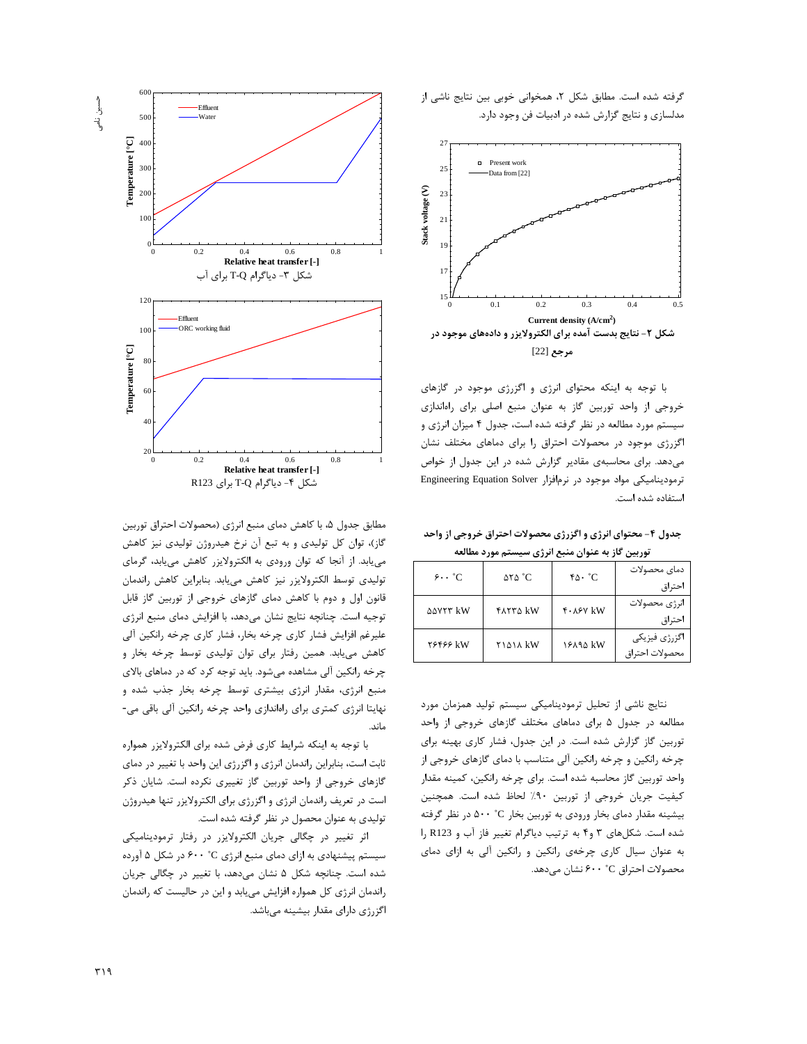گرفته شده است. مطابق شکل ۲، همخوانی خوبی بین نتایج ناشی از مدلسازی و نتایج گزارش شده در ادبیات فن وجود دارد.

**شکل ۲- نتایج بدست آمده برای الکترولایزر و داده‌های موجود در مرجع [22]**

با توجه به اینکه محتوای انرژی و اگزرژی موجود در گازهای خروجی از واحد توربین گاز به عنوان منبع اصلی برای راه‌اندازی سیستم مورد مطالعه در نظر گرفته شده است، جدول ۴ میزان انرژی و اگزرژی موجود در محصولات احتراق را برای دماهای مختلف نشان می‌دهد. برای محاسبه‌ی مقادیر گزارش شده در این جدول از خواص ترمودینامیکی مواد موجود در نرم‌افزار Engineering Equation Solver استفاده شده است.

**جدول ۴- محتوای انرژی و اگزرژی محصولات احتراق خروجی از واحد توربین گاز به عنوان منبع انرژی سیستم مورد مطالعه**

| دمای محصولات احتراق | ۴۵۰ °C | ۵۲۵ °C | ۶۰۰ °C |
|---|---|---|---|
| انرژی محصولات احتراق | ۴۰۸۶۷ kW | ۴۸۲۳۵ kW | ۵۵۷۲۳ kW |
| اگزرژی فیزیکی محصولات احتراق | ۱۶۸۹۵ kW | ۲۱۵۱۸ kW | ۲۶۴۶۶ kW |

نتایج ناشی از تحلیل ترمودینامیکی سیستم تولید همزمان مورد مطالعه در جدول ۵ برای دماهای مختلف گازهای خروجی از واحد توربین گاز گزارش شده است. در این جدول، فشار کاری بهینه برای چرخه رانکین و چرخه رانکین آلی متناسب با دمای گازهای خروجی از واحد توربین گاز محاسبه شده است. برای چرخه رانکین، کمینه مقدار کیفیت جریان خروجی از توربین ۹۰٪ لحاظ شده است. همچنین بیشینه مقدار دمای بخار ورودی به توربین بخار ۵۰۰ °C در نظر گرفته شده است. شکل‌های ۳ و۴ به ترتیب دیاگرام تغییر فاز آب و R123 را به عنوان سیال کاری چرخه‌ی رانکین و رانکین آلی به ازای دمای محصولات احتراق ۶۰۰ °C نشان می‌دهد.

شکل ۳- دیاگرام T-Q برای آب

شکل ۴- دیاگرام T-Q برای R123

مطابق جدول ۵، با کاهش دمای منبع انرژی (محصولات احتراق توربین گاز)، توان کل تولیدی و به تبع آن نرخ هیدروژن تولیدی نیز کاهش می‌یابد. از آنجا که توان ورودی به الکترولایزر کاهش می‌یابد، گرمای تولیدی توسط الکترولایزر نیز کاهش می‌یابد. بنابراین کاهش راندمان قانون اول و دوم با کاهش دمای گازهای خروجی از توربین گاز قابل توجیه است. چنانچه نتایج نشان می‌دهد، با افزایش دمای منبع انرژی علیرغم افزایش فشار کاری چرخه بخار، فشار کاری چرخه رانکین آلی کاهش می‌یابد. همین رفتار برای توان تولیدی توسط چرخه بخار و چرخه رانکین آلی مشاهده می‌شود. باید توجه کرد که در دماهای بالای منبع انرژی، مقدار انرژی بیشتری توسط چرخه بخار جذب شده و نهایتا انرژی کمتری برای راه‌اندازی واحد چرخه رانکین آلی باقی می‌ماند.

با توجه به اینکه شرایط کاری فرض شده برای الکترولایزر همواره ثابت است، بنابراین راندمان انرژی و اگزرژی این واحد با تغییر در دمای گازهای خروجی از واحد توربین گاز تغییری نکرده است. شایان ذکر است در تعریف راندمان انرژی و اگزرژی برای الکترولایزر تنها هیدروژن تولیدی به عنوان محصول در نظر گرفته شده است.

اثر تغییر در چگالی جریان الکترولایزر در رفتار ترمودینامیکی سیستم پیشنهادی به ازای دمای منبع انرژی ۶۰۰ °C در شکل ۵ آورده شده است. چنانچه شکل ۵ نشان می‌دهد، با تغییر در چگالی جریان راندمان انرژی کل همواره افزایش می‌یابد و این در حالیست که راندمان اگزرژی دارای مقدار بیشینه می‌باشد.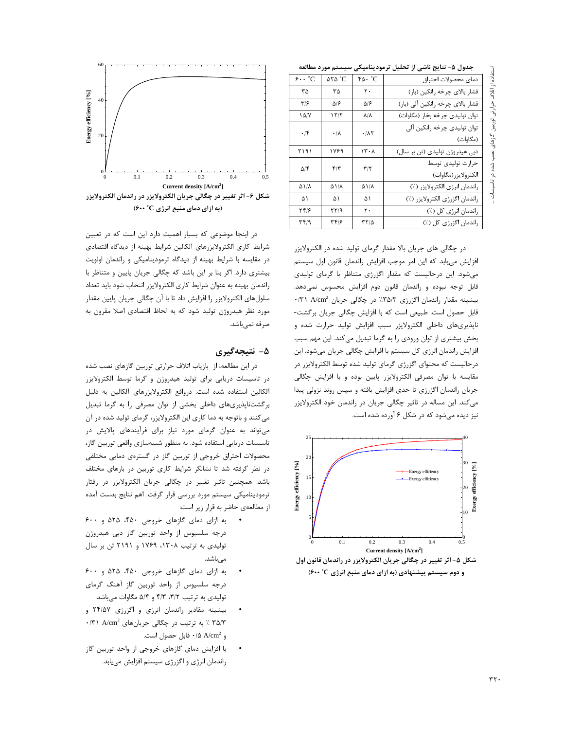جدول ۵- نتایج ناشی از تحلیل ترمودینامیکی سیستم مورد مطالعه

| دمای محصولات احتراق | ۴۵۰ °C | ۵۲۵ °C | ۶۰۰ °C |
| --- | --- | --- | --- |
| فشار بالای چرخه رانکین (بار) | ۲۰ | ۳۵ | ۳۵ |
| فشار بالای چرخه رانکین آلی (بار) | ۵/۶ | ۵/۶ | ۳/۶ |
| توان تولیدی چرخه بخار (مگاوات) | ۸/۸ | ۱۲/۲ | ۱۵/۷ |
| توان تولیدی چرخه رانکین آلی (مگاوات) | ۰/۸۲ | ۰/۸ | ۰/۴ |
| دبی هیدروژن تولیدی (تن بر سال) | ۱۳۰۸ | ۱۷۶۹ | ۲۱۹۱ |
| حرارت تولیدی توسط الکترولایزر(مگاوات) | ۳/۲ | ۴/۳ | ۵/۴ |
| راندمان انرژی الکترولایزر (٪) | ۵۱/۸ | ۵۱/۸ | ۵۱/۸ |
| راندمان اگزرژی الکترولایزر (٪) | ۵۱ | ۵۱ | ۵۱ |
| راندمان انرژی کل (٪) | ۲۰ | ۲۲/۹ | ۲۴/۶ |
| راندمان اگزرژی کل (٪) | ۳۲/۵ | ۳۴/۶ | ۳۴/۹ |

در چگالی های جریان بالا مقدار گرمای تولید شده در الکترولایزر افزایش می‌یابد که این امر موجب افزایش راندمان قانون اول سیستم می‌شود. این درحالیست که مقدار اگزرژی متناظر با گرمای تولیدی قابل توجه نبوده و راندمان قانون دوم افزایش محسوس نمی‌دهد. بیشینه مقدار راندمان اگزرژی ۳۵/۳٪ در چگالی جریان ۰/۳۱ $A/cm^2$ قابل حصول است. طبیعی است که با افزایش چگالی جریان برگشت-ناپذیری‌های داخلی الکترولایزر سبب افزایش تولید حرارت شده و بخش بیشتری از توان ورودی را به گرما تبدیل می‌کند. این مهم سبب افزایش راندمان انرژی کل سیستم با افزایش چگالی جریان می‌شود. این درحالیست که محتوای اگزرژی گرمای تولید شده توسط الکترولایزر در مقایسه با توان مصرفی الکترولایزر پایین بوده و با افزایش چگالی جریان راندمان اگزرژی تا حدی افزایش یافته و سپس روند نزولی پیدا می‌کند. این مساله در تاثیر چگالی جریان در راندمان خود الکترولایزر نیز دیده می‌شود که در شکل ۶ آورده شده است.

شکل ۵- اثر تغییر در چگالی جریان الکترولایزر در راندمان قانون اول و دوم سیستم پیشنهادی (به ازای دمای منبع انرژی ۶۰۰ °C)

شکل ۶- اثر تغییر در چگالی جریان الکترولایزر در راندمان الکترولایزر (به ازای دمای منبع انرژی ۶۰۰ °C)

در اینجا موضوعی که بسیار اهمیت دارد این است که در تعیین شرایط کاری الکترولایزرهای آلکالین شرایط بهینه از دیدگاه اقتصادی در مقایسه با شرایط بهینه از دیدگاه ترمودینامیکی و راندمان اولویت بیشتری دارد. اگر بنا بر این باشد که چگالی جریان پایین و متناظر با راندمان بهینه به عنوان شرایط کاری الکترولایزر انتخاب شود باید تعداد سلول‌های الکترولایزر را افزایش داد تا با آن چگالی جریان پایین مقدار مورد نظر هیدروژن تولید شود که به لحاظ اقتصادی اصلا مقرون به صرفه نمی‌باشد.

## ۵- نتیجه‌گیری

در این مطالعه، از بازیاب اتلاف حرارتی توربین گازهای نصب شده در تاسیسات دریایی برای تولید هیدروژن و گرما توسط الکترولایزر آلکالین استفاده شده است. درواقع الکترولایزرهای آلکالین به دلیل برگشت‌ناپذیری‌های داخلی بخشی از توان مصرفی را به گرما تبدیل می‌کنند و باتوجه به دما کاری این الکترولایزر، گرمای تولید شده در آن می‌تواند به عنوان گرمای مورد نیاز برای فرآیندهای پالایش در تاسیسات دریایی استفاده شود. به منظور شبیه‌سازی واقعی توربین گاز، محصولات احتراق خروجی از توربین گاز در گستره‌ی دمایی مختلف در نظر گرفته شد تا نشانگر شرایط کاری توربین در بارهای مختلف باشد. همچنین تاثیر تغییر در چگالی جریان الکترولایزر در رفتار ترمودینامیکی سیستم مورد بررسی قرار گرفت. اهم نتایج بدست آمده از مطالعه‌ی حاضر به قرار زیر است:

- به ازای دمای گازهای خروجی ۴۵۰، ۵۲۵ و ۶۰۰ درجه سلسیوس از واحد توربین گاز دبی هیدروژن تولیدی به ترتیب ۱۳۰۸، ۱۷۶۹ و ۲۱۹۱ تن بر سال می‌باشد.
- به ازای دمای گازهای خروجی ۴۵۰، ۵۲۵ و ۶۰۰ درجه سلسیوس از واحد توربین گاز آهنگ گرمای تولیدی به ترتیب ۳/۲، ۴/۳ و ۵/۴ مگاوات می‌باشد.
- بیشینه مقادیر راندمان انرژی و اگزرژی ۲۴/۵۷ و ۳۵/۳ ٪ به ترتیب در چگالی جریان‌های ۰/۳۱ $A/cm^2$ و ۰/۵ $A/cm^2$ قابل حصول است.
- با افزایش دمای گازهای خروجی از واحد توربین گاز راندمان انرژی و اگزرژی سیستم افزایش می‌یابد.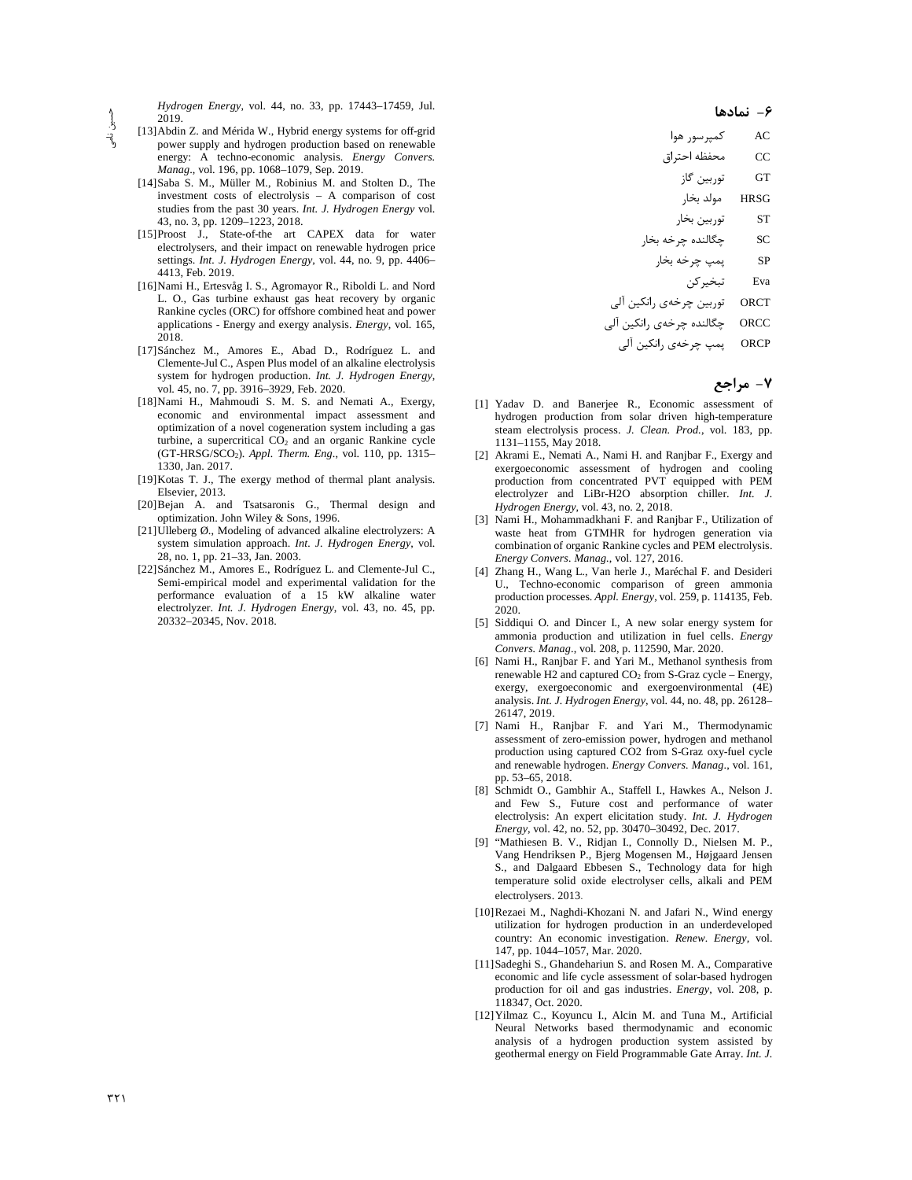## ۶- نمادها

| | |
|---|---|
| AC | کمپرسور هوا |
| CC | محفظه احتراق |
| GT | توربین گاز |
| HRSG | مولد بخار |
| ST | توربین بخار |
| SC | چگالنده چرخه بخار |
| SP | پمپ چرخه بخار |
| Eva | تبخیرکن |
| ORCT | توربین چرخه‌ی رانکین آلی |
| ORCC | چگالنده چرخه‌ی رانکین آلی |
| ORCP | پمپ چرخه‌ی رانکین آلی |

## ۷- مراجع

[1] Yadav D. and Banerjee R., Economic assessment of hydrogen production from solar driven high-temperature steam electrolysis process. *J. Clean. Prod.*, vol. 183, pp. 1131–1155, May 2018.

[2] Akrami E., Nemati A., Nami H. and Ranjbar F., Exergy and exergoeconomic assessment of hydrogen and cooling production from concentrated PVT equipped with PEM electrolyzer and LiBr-H2O absorption chiller. *Int. J. Hydrogen Energy*, vol. 43, no. 2, 2018.

[3] Nami H., Mohammadkhani F. and Ranjbar F., Utilization of waste heat from GTMHR for hydrogen generation via combination of organic Rankine cycles and PEM electrolysis. *Energy Convers. Manag.*, vol. 127, 2016.

[4] Zhang H., Wang L., Van herle J., Maréchal F. and Desideri U., Techno-economic comparison of green ammonia production processes. *Appl. Energy*, vol. 259, p. 114135, Feb. 2020.

[5] Siddiqui O. and Dincer I., A new solar energy system for ammonia production and utilization in fuel cells. *Energy Convers. Manag.*, vol. 208, p. 112590, Mar. 2020.

[6] Nami H., Ranjbar F. and Yari M., Methanol synthesis from renewable H2 and captured $CO_2$ from S-Graz cycle – Energy, exergy, exergoeconomic and exergoenvironmental (4E) analysis. *Int. J. Hydrogen Energy*, vol. 44, no. 48, pp. 26128–26147, 2019.

[7] Nami H., Ranjbar F. and Yari M., Thermodynamic assessment of zero-emission power, hydrogen and methanol production using captured CO2 from S-Graz oxy-fuel cycle and renewable hydrogen. *Energy Convers. Manag.*, vol. 161, pp. 53–65, 2018.

[8] Schmidt O., Gambhir A., Staffell I., Hawkes A., Nelson J. and Few S., Future cost and performance of water electrolysis: An expert elicitation study. *Int. J. Hydrogen Energy*, vol. 42, no. 52, pp. 30470–30492, Dec. 2017.

[9] "Mathiesen B. V., Ridjan I., Connolly D., Nielsen M. P., Vang Hendriksen P., Bjerg Mogensen M., Højgaard Jensen S., and Dalgaard Ebbesen S., Technology data for high temperature solid oxide electrolyser cells, alkali and PEM electrolysers. 2013.

[10] Rezaei M., Naghdi-Khozani N. and Jafari N., Wind energy utilization for hydrogen production in an underdeveloped country: An economic investigation. *Renew. Energy*, vol. 147, pp. 1044–1057, Mar. 2020.

[11] Sadeghi S., Ghandehariun S. and Rosen M. A., Comparative economic and life cycle assessment of solar-based hydrogen production for oil and gas industries. *Energy*, vol. 208, p. 118347, Oct. 2020.

[12] Yilmaz C., Koyuncu I., Alcin M. and Tuna M., Artificial Neural Networks based thermodynamic and economic analysis of a hydrogen production system assisted by geothermal energy on Field Programmable Gate Array. *Int. J. Hydrogen Energy*, vol. 44, no. 33, pp. 17443–17459, Jul. 2019.

[13] Abdin Z. and Mérida W., Hybrid energy systems for off-grid power supply and hydrogen production based on renewable energy: A techno-economic analysis. *Energy Convers. Manag.*, vol. 196, pp. 1068–1079, Sep. 2019.

[14] Saba S. M., Müller M., Robinius M. and Stolten D., The investment costs of electrolysis – A comparison of cost studies from the past 30 years. *Int. J. Hydrogen Energy* vol. 43, no. 3, pp. 1209–1223, 2018.

[15] Proost J., State-of-the art CAPEX data for water electrolysers, and their impact on renewable hydrogen price settings. *Int. J. Hydrogen Energy*, vol. 44, no. 9, pp. 4406–4413, Feb. 2019.

[16] Nami H., Ertesvåg I. S., Agromayor R., Riboldi L. and Nord L. O., Gas turbine exhaust gas heat recovery by organic Rankine cycles (ORC) for offshore combined heat and power applications - Energy and exergy analysis. *Energy*, vol. 165, 2018.

[17] Sánchez M., Amores E., Abad D., Rodríguez L. and Clemente-Jul C., Aspen Plus model of an alkaline electrolysis system for hydrogen production. *Int. J. Hydrogen Energy*, vol. 45, no. 7, pp. 3916–3929, Feb. 2020.

[18] Nami H., Mahmoudi S. M. S. and Nemati A., Exergy, economic and environmental impact assessment and optimization of a novel cogeneration system including a gas turbine, a supercritical $CO_2$ and an organic Rankine cycle (GT-HRSG/$SCO_2$). *Appl. Therm. Eng.*, vol. 110, pp. 1315–1330, Jan. 2017.

[19] Kotas T. J., The exergy method of thermal plant analysis. Elsevier, 2013.

[20] Bejan A. and Tsatsaronis G., Thermal design and optimization. John Wiley & Sons, 1996.

[21] Ulleberg Ø., Modeling of advanced alkaline electrolyzers: A system simulation approach. *Int. J. Hydrogen Energy*, vol. 28, no. 1, pp. 21–33, Jan. 2003.

[22] Sánchez M., Amores E., Rodríguez L. and Clemente-Jul C., Semi-empirical model and experimental validation for the performance evaluation of a 15 kW alkaline water electrolyzer. *Int. J. Hydrogen Energy*, vol. 43, no. 45, pp. 20332–20345, Nov. 2018.